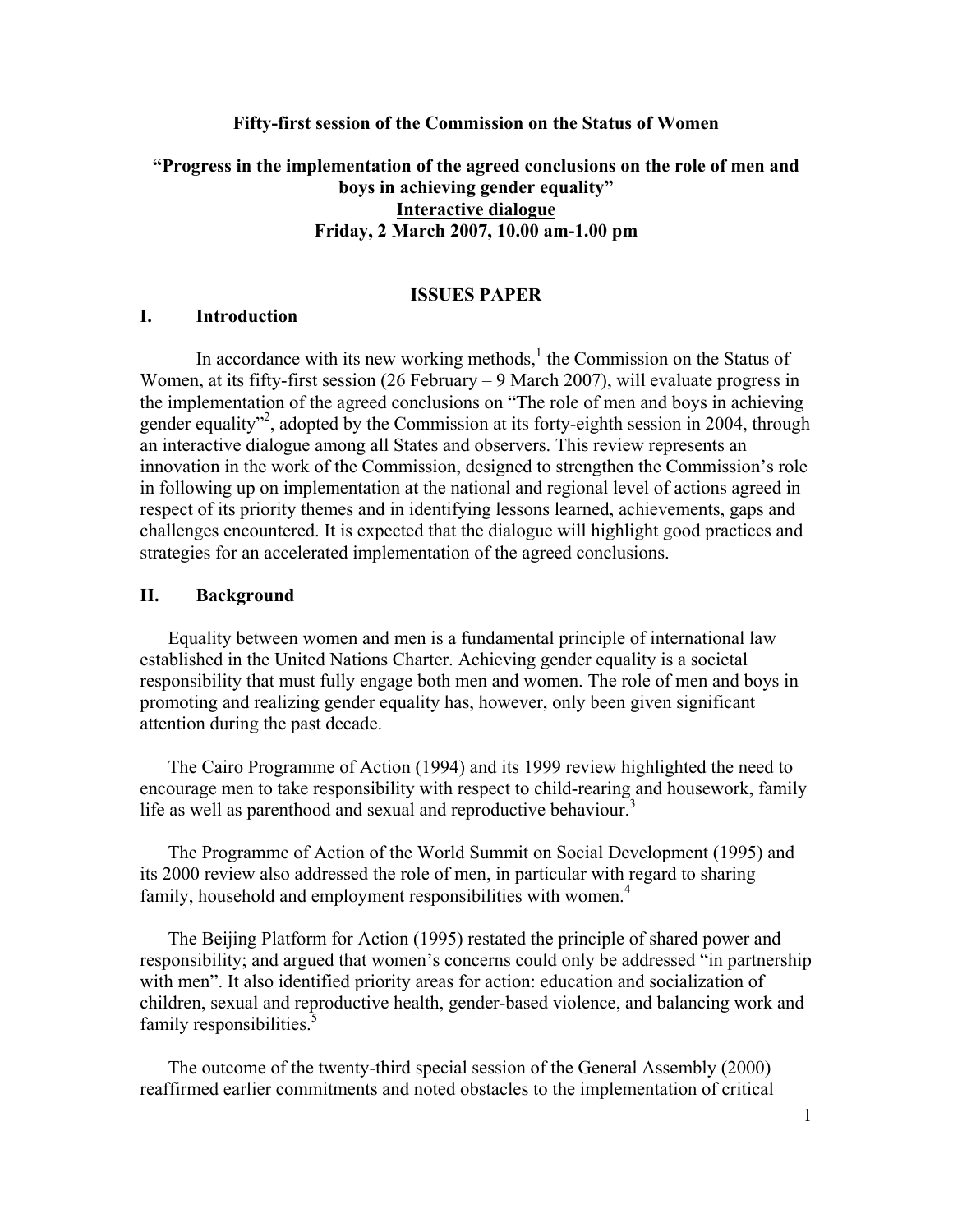**Fifty-first session of the Commission on the Status of Women**

**“Progress in the implementation of the agreed conclusions on the role of men and boys in achieving gender equality”**
**Interactive dialogue**
**Friday, 2 March 2007, 10.00 am-1.00 pm**

## ISSUES PAPER

## I. Introduction

In accordance with its new working methods,[1] the Commission on the Status of Women, at its fifty-first session (26 February – 9 March 2007), will evaluate progress in the implementation of the agreed conclusions on “The role of men and boys in achieving gender equality”[2], adopted by the Commission at its forty-eighth session in 2004, through an interactive dialogue among all States and observers. This review represents an innovation in the work of the Commission, designed to strengthen the Commission’s role in following up on implementation at the national and regional level of actions agreed in respect of its priority themes and in identifying lessons learned, achievements, gaps and challenges encountered. It is expected that the dialogue will highlight good practices and strategies for an accelerated implementation of the agreed conclusions.

## II. Background

Equality between women and men is a fundamental principle of international law established in the United Nations Charter. Achieving gender equality is a societal responsibility that must fully engage both men and women. The role of men and boys in promoting and realizing gender equality has, however, only been given significant attention during the past decade.

The Cairo Programme of Action (1994) and its 1999 review highlighted the need to encourage men to take responsibility with respect to child-rearing and housework, family life as well as parenthood and sexual and reproductive behaviour.[3]

The Programme of Action of the World Summit on Social Development (1995) and its 2000 review also addressed the role of men, in particular with regard to sharing family, household and employment responsibilities with women.[4]

The Beijing Platform for Action (1995) restated the principle of shared power and responsibility; and argued that women’s concerns could only be addressed “in partnership with men”. It also identified priority areas for action: education and socialization of children, sexual and reproductive health, gender-based violence, and balancing work and family responsibilities.[5]

The outcome of the twenty-third special session of the General Assembly (2000) reaffirmed earlier commitments and noted obstacles to the implementation of critical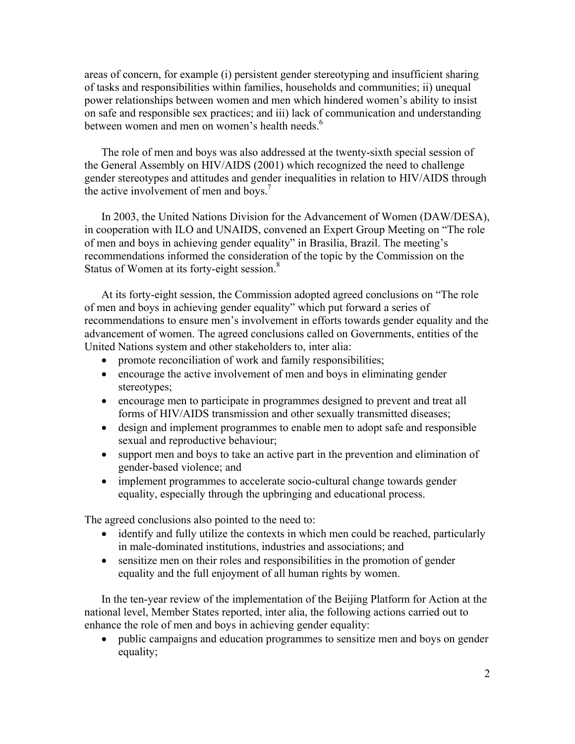areas of concern, for example (i) persistent gender stereotyping and insufficient sharing of tasks and responsibilities within families, households and communities; ii) unequal power relationships between women and men which hindered women's ability to insist on safe and responsible sex practices; and iii) lack of communication and understanding between women and men on women's health needs.[6]

The role of men and boys was also addressed at the twenty-sixth special session of the General Assembly on HIV/AIDS (2001) which recognized the need to challenge gender stereotypes and attitudes and gender inequalities in relation to HIV/AIDS through the active involvement of men and boys.[7]

In 2003, the United Nations Division for the Advancement of Women (DAW/DESA), in cooperation with ILO and UNAIDS, convened an Expert Group Meeting on "The role of men and boys in achieving gender equality" in Brasilia, Brazil. The meeting's recommendations informed the consideration of the topic by the Commission on the Status of Women at its forty-eight session.[8]

At its forty-eight session, the Commission adopted agreed conclusions on "The role of men and boys in achieving gender equality" which put forward a series of recommendations to ensure men's involvement in efforts towards gender equality and the advancement of women. The agreed conclusions called on Governments, entities of the United Nations system and other stakeholders to, inter alia:

- promote reconciliation of work and family responsibilities;
- encourage the active involvement of men and boys in eliminating gender stereotypes;
- encourage men to participate in programmes designed to prevent and treat all forms of HIV/AIDS transmission and other sexually transmitted diseases;
- design and implement programmes to enable men to adopt safe and responsible sexual and reproductive behaviour;
- support men and boys to take an active part in the prevention and elimination of gender-based violence; and
- implement programmes to accelerate socio-cultural change towards gender equality, especially through the upbringing and educational process.

The agreed conclusions also pointed to the need to:

- identify and fully utilize the contexts in which men could be reached, particularly in male-dominated institutions, industries and associations; and
- sensitize men on their roles and responsibilities in the promotion of gender equality and the full enjoyment of all human rights by women.

In the ten-year review of the implementation of the Beijing Platform for Action at the national level, Member States reported, inter alia, the following actions carried out to enhance the role of men and boys in achieving gender equality:

- public campaigns and education programmes to sensitize men and boys on gender equality;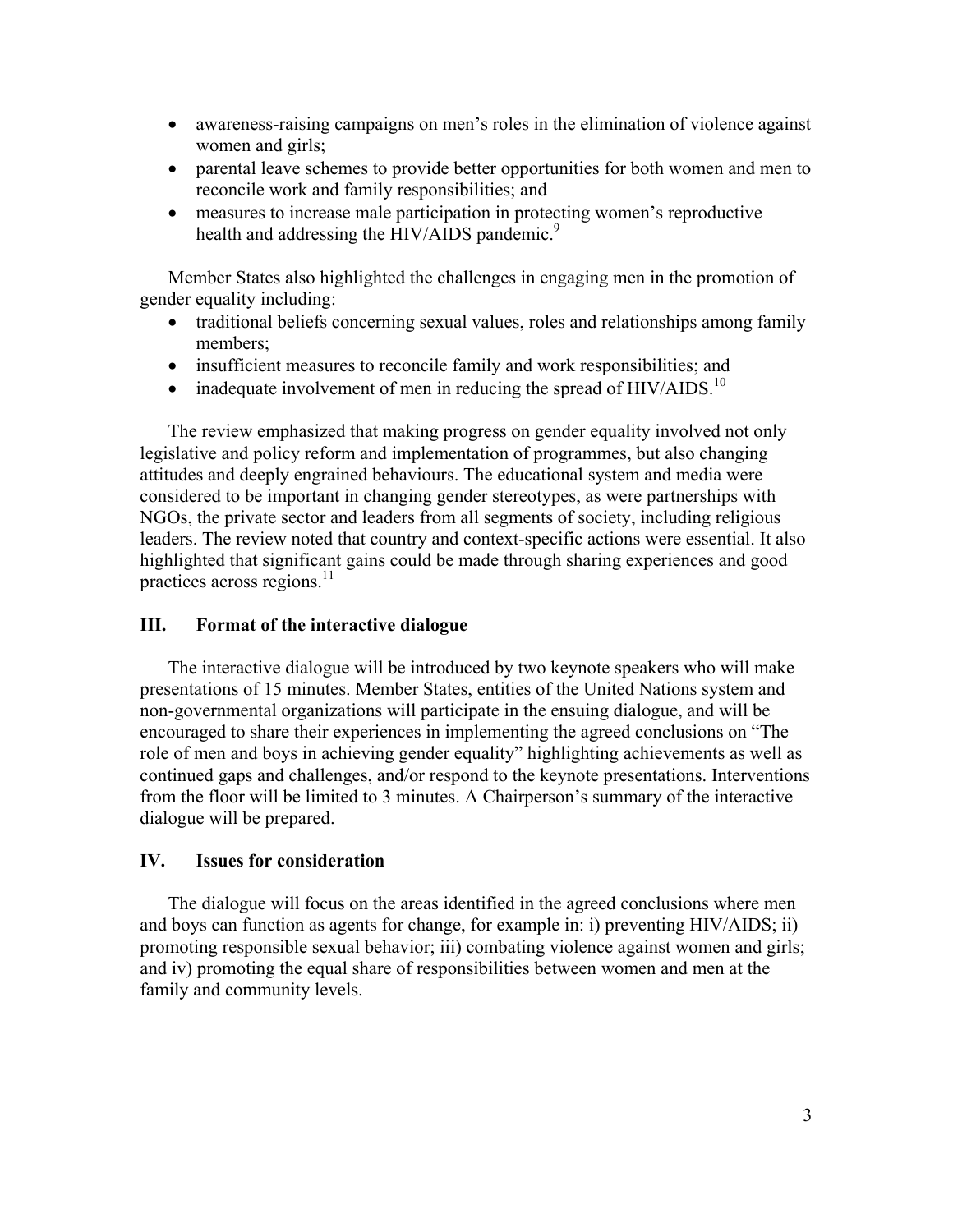- awareness-raising campaigns on men's roles in the elimination of violence against women and girls;
- parental leave schemes to provide better opportunities for both women and men to reconcile work and family responsibilities; and
- measures to increase male participation in protecting women's reproductive health and addressing the HIV/AIDS pandemic.[9]

Member States also highlighted the challenges in engaging men in the promotion of gender equality including:

- traditional beliefs concerning sexual values, roles and relationships among family members;
- insufficient measures to reconcile family and work responsibilities; and
- inadequate involvement of men in reducing the spread of HIV/AIDS.[10]

The review emphasized that making progress on gender equality involved not only legislative and policy reform and implementation of programmes, but also changing attitudes and deeply engrained behaviours. The educational system and media were considered to be important in changing gender stereotypes, as were partnerships with NGOs, the private sector and leaders from all segments of society, including religious leaders. The review noted that country and context-specific actions were essential. It also highlighted that significant gains could be made through sharing experiences and good practices across regions.[11]

## III. Format of the interactive dialogue

The interactive dialogue will be introduced by two keynote speakers who will make presentations of 15 minutes. Member States, entities of the United Nations system and non-governmental organizations will participate in the ensuing dialogue, and will be encouraged to share their experiences in implementing the agreed conclusions on "The role of men and boys in achieving gender equality" highlighting achievements as well as continued gaps and challenges, and/or respond to the keynote presentations. Interventions from the floor will be limited to 3 minutes. A Chairperson's summary of the interactive dialogue will be prepared.

## IV. Issues for consideration

The dialogue will focus on the areas identified in the agreed conclusions where men and boys can function as agents for change, for example in: i) preventing HIV/AIDS; ii) promoting responsible sexual behavior; iii) combating violence against women and girls; and iv) promoting the equal share of responsibilities between women and men at the family and community levels.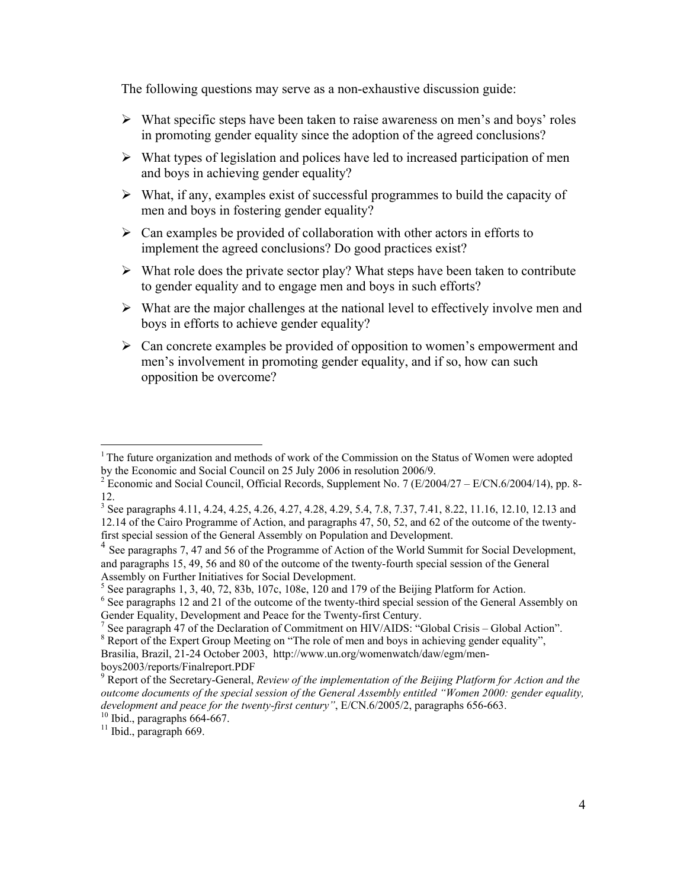The following questions may serve as a non-exhaustive discussion guide:

- What specific steps have been taken to raise awareness on men's and boys' roles in promoting gender equality since the adoption of the agreed conclusions?
- What types of legislation and polices have led to increased participation of men and boys in achieving gender equality?
- What, if any, examples exist of successful programmes to build the capacity of men and boys in fostering gender equality?
- Can examples be provided of collaboration with other actors in efforts to implement the agreed conclusions? Do good practices exist?
- What role does the private sector play? What steps have been taken to contribute to gender equality and to engage men and boys in such efforts?
- What are the major challenges at the national level to effectively involve men and boys in efforts to achieve gender equality?
- Can concrete examples be provided of opposition to women's empowerment and men's involvement in promoting gender equality, and if so, how can such opposition be overcome?

---

[1] The future organization and methods of work of the Commission on the Status of Women were adopted by the Economic and Social Council on 25 July 2006 in resolution 2006/9.

[2] Economic and Social Council, Official Records, Supplement No. 7 (E/2004/27 – E/CN.6/2004/14), pp. 8-12.

[3] See paragraphs 4.11, 4.24, 4.25, 4.26, 4.27, 4.28, 4.29, 5.4, 7.8, 7.37, 7.41, 8.22, 11.16, 12.10, 12.13 and 12.14 of the Cairo Programme of Action, and paragraphs 47, 50, 52, and 62 of the outcome of the twenty-first special session of the General Assembly on Population and Development.

[4] See paragraphs 7, 47 and 56 of the Programme of Action of the World Summit for Social Development, and paragraphs 15, 49, 56 and 80 of the outcome of the twenty-fourth special session of the General Assembly on Further Initiatives for Social Development.

[5] See paragraphs 1, 3, 40, 72, 83b, 107c, 108e, 120 and 179 of the Beijing Platform for Action.

[6] See paragraphs 12 and 21 of the outcome of the twenty-third special session of the General Assembly on Gender Equality, Development and Peace for the Twenty-first Century.

[7] See paragraph 47 of the Declaration of Commitment on HIV/AIDS: "Global Crisis – Global Action".

[8] Report of the Expert Group Meeting on "The role of men and boys in achieving gender equality", Brasilia, Brazil, 21-24 October 2003, http://www.un.org/womenwatch/daw/egm/men-boys2003/reports/Finalreport.PDF

[9] Report of the Secretary-General, *Review of the implementation of the Beijing Platform for Action and the outcome documents of the special session of the General Assembly entitled "Women 2000: gender equality, development and peace for the twenty-first century"*, E/CN.6/2005/2, paragraphs 656-663.

[10] Ibid., paragraphs 664-667.

[11] Ibid., paragraph 669.